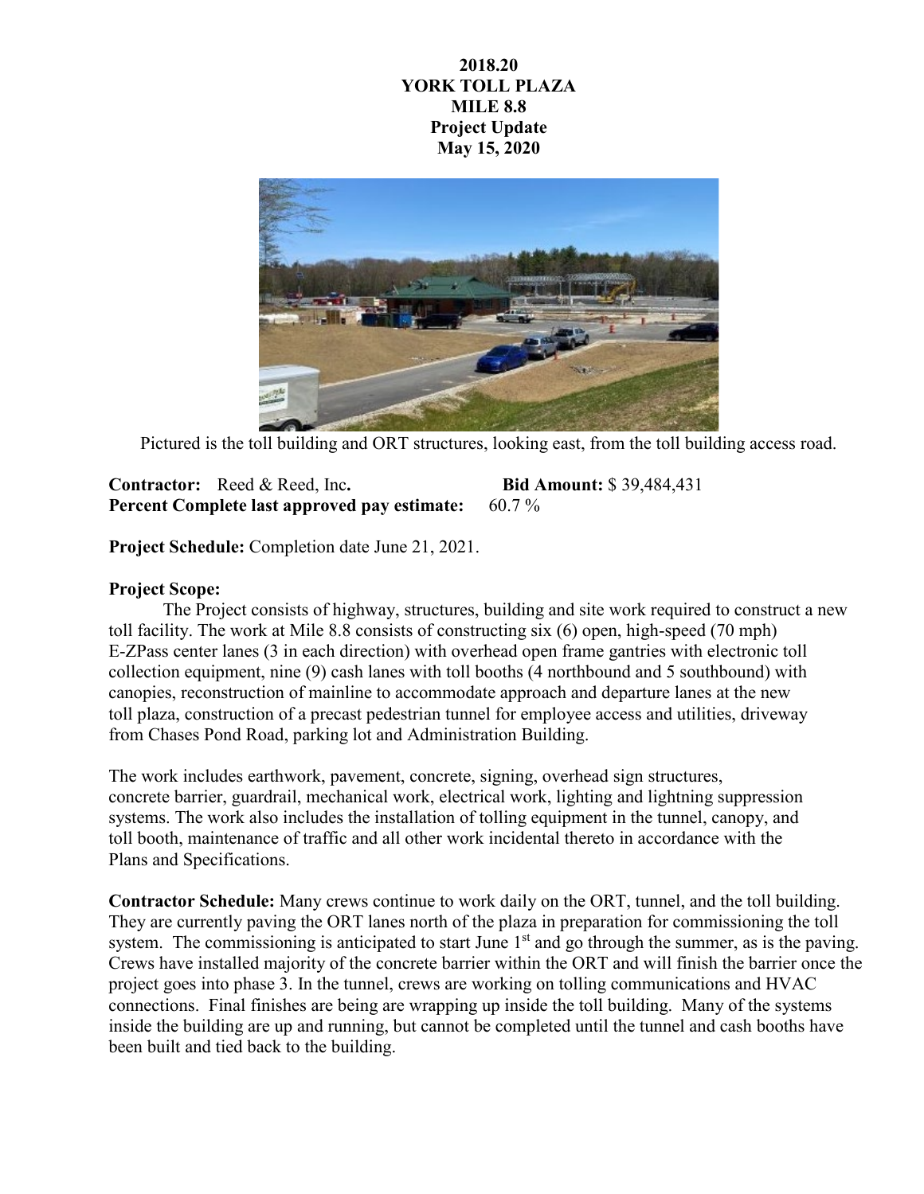**2018.20**
**YORK TOLL PLAZA**
**MILE 8.8**
**Project Update**
**May 15, 2020**

Pictured is the toll building and ORT structures, looking east, from the toll building access road.

**Contractor:** Reed & Reed, Inc. **Bid Amount:** $ 39,484,431
**Percent Complete last approved pay estimate:** 60.7 %

**Project Schedule:** Completion date June 21, 2021.

**Project Scope:**

The Project consists of highway, structures, building and site work required to construct a new toll facility. The work at Mile 8.8 consists of constructing six (6) open, high-speed (70 mph) E-ZPass center lanes (3 in each direction) with overhead open frame gantries with electronic toll collection equipment, nine (9) cash lanes with toll booths (4 northbound and 5 southbound) with canopies, reconstruction of mainline to accommodate approach and departure lanes at the new toll plaza, construction of a precast pedestrian tunnel for employee access and utilities, driveway from Chases Pond Road, parking lot and Administration Building.

The work includes earthwork, pavement, concrete, signing, overhead sign structures, concrete barrier, guardrail, mechanical work, electrical work, lighting and lightning suppression systems. The work also includes the installation of tolling equipment in the tunnel, canopy, and toll booth, maintenance of traffic and all other work incidental thereto in accordance with the Plans and Specifications.

**Contractor Schedule:** Many crews continue to work daily on the ORT, tunnel, and the toll building. They are currently paving the ORT lanes north of the plaza in preparation for commissioning the toll system. The commissioning is anticipated to start June 1st and go through the summer, as is the paving. Crews have installed majority of the concrete barrier within the ORT and will finish the barrier once the project goes into phase 3. In the tunnel, crews are working on tolling communications and HVAC connections. Final finishes are being are wrapping up inside the toll building. Many of the systems inside the building are up and running, but cannot be completed until the tunnel and cash booths have been built and tied back to the building.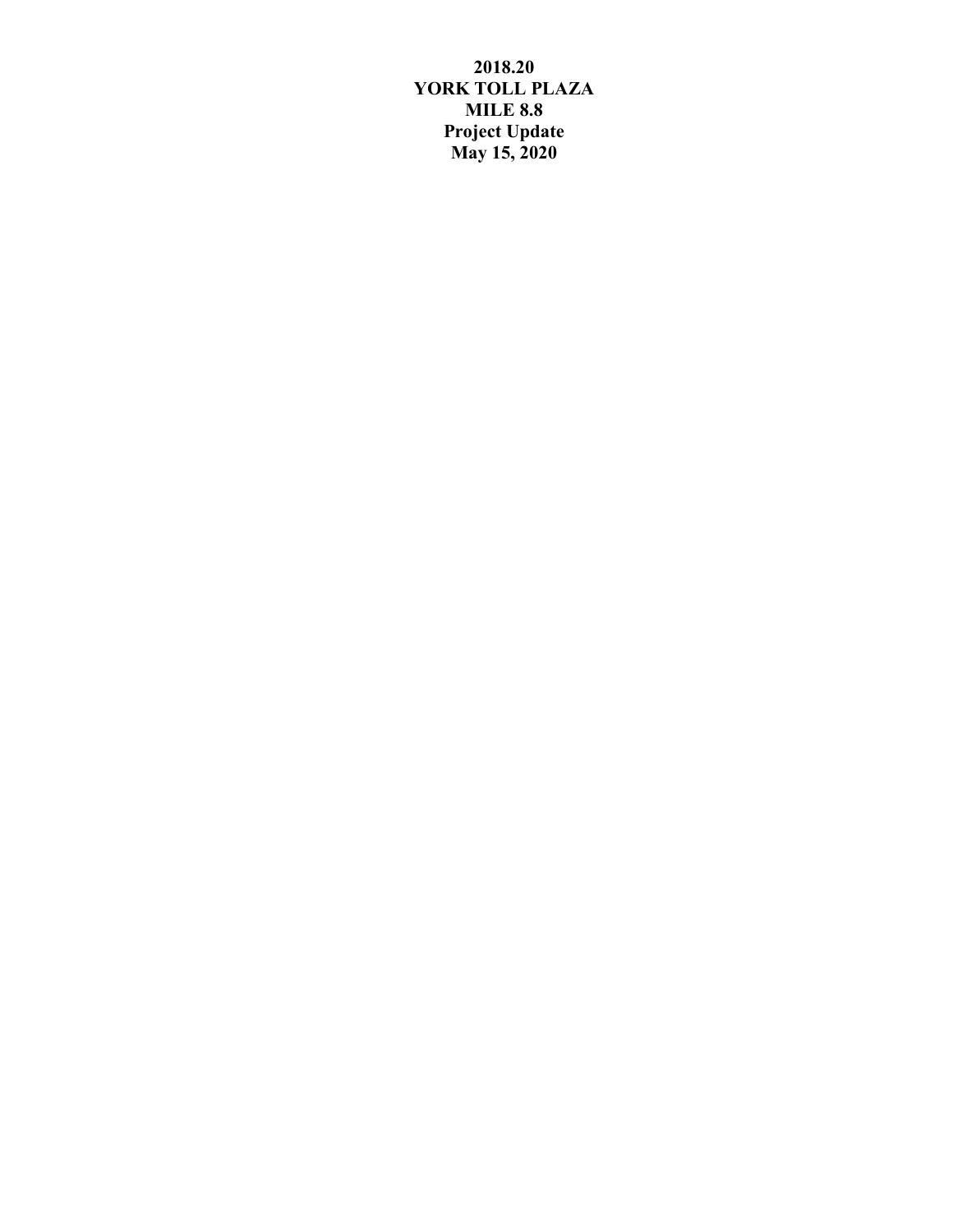**2018.20**
**YORK TOLL PLAZA**
**MILE 8.8**
**Project Update**
**May 15, 2020**